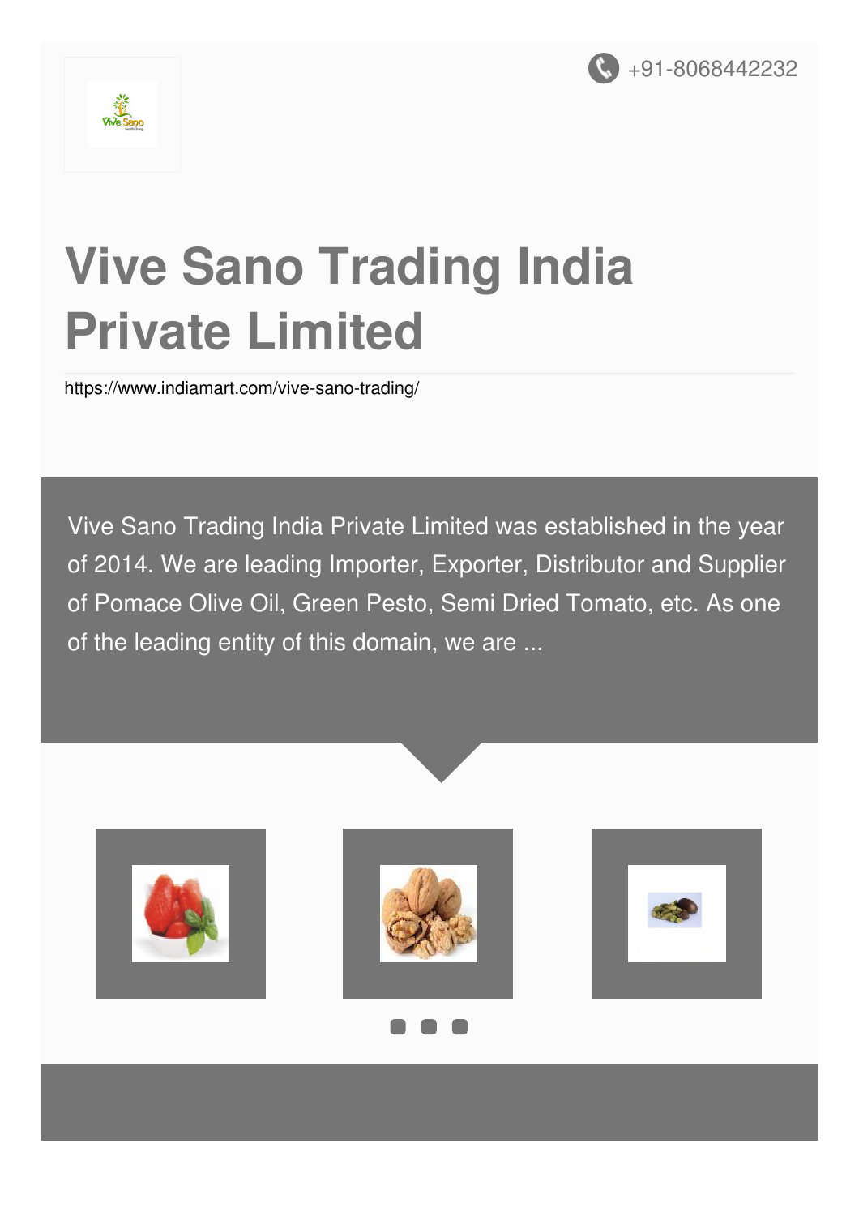+91-8068442232

# Vive Sano Trading India Private Limited

https://www.indiamart.com/vive-sano-trading/

Vive Sano Trading India Private Limited was established in the year of 2014. We are leading Importer, Exporter, Distributor and Supplier of Pomace Olive Oil, Green Pesto, Semi Dried Tomato, etc. As one of the leading entity of this domain, we are ...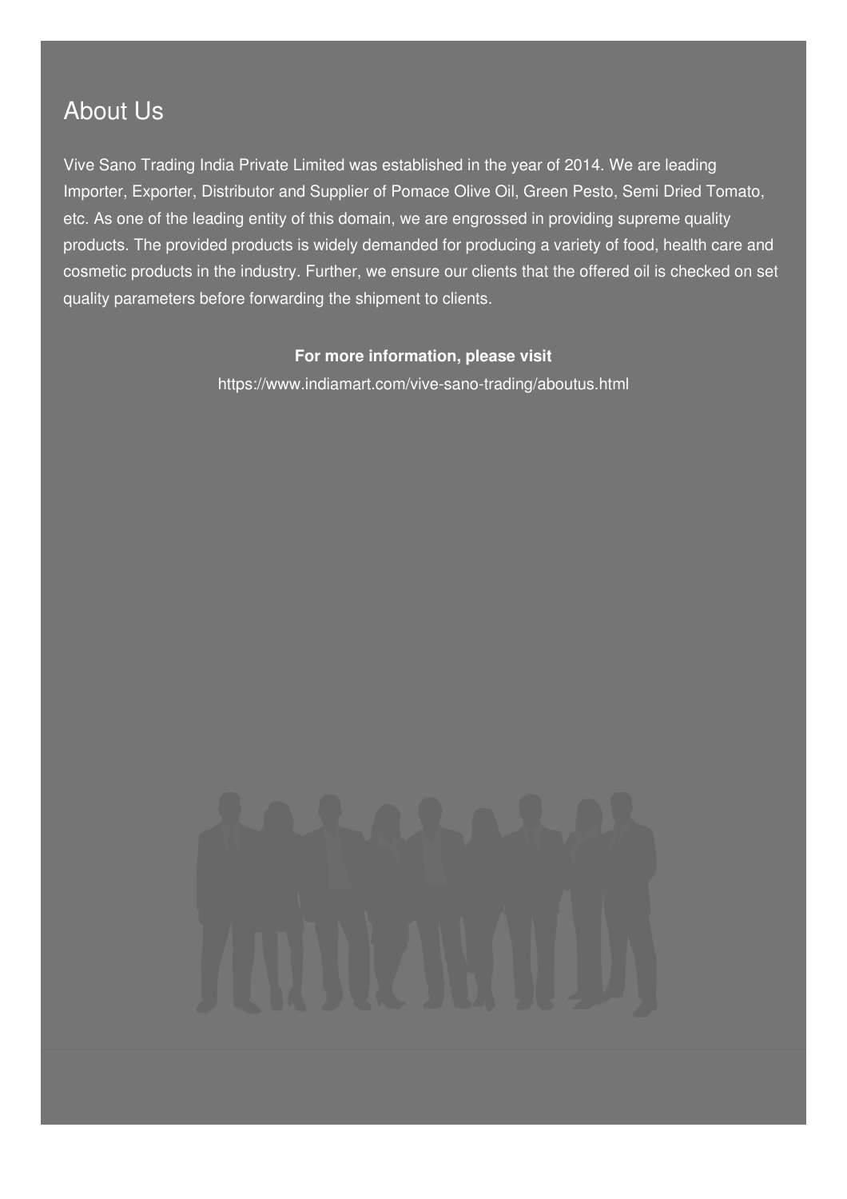## About Us

Vive Sano Trading India Private Limited was established in the year of 2014. We are leading Importer, Exporter, Distributor and Supplier of Pomace Olive Oil, Green Pesto, Semi Dried Tomato, etc. As one of the leading entity of this domain, we are engrossed in providing supreme quality products. The provided products is widely demanded for producing a variety of food, health care and cosmetic products in the industry. Further, we ensure our clients that the offered oil is checked on set quality parameters before forwarding the shipment to clients.

**For more information, please visit**

https://www.indiamart.com/vive-sano-trading/aboutus.html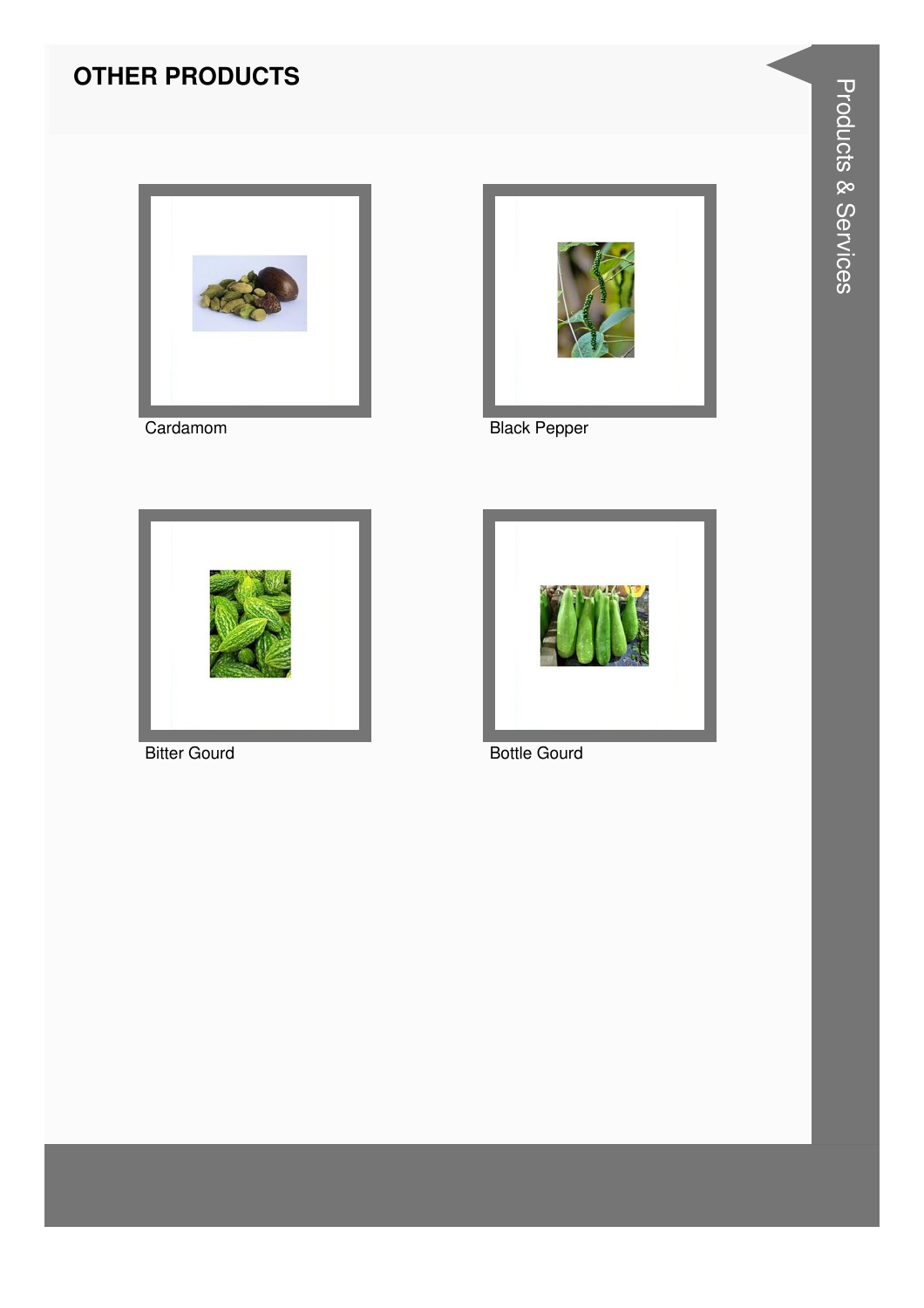## OTHER PRODUCTS

Cardamom

Black Pepper

Bitter Gourd

Bottle Gourd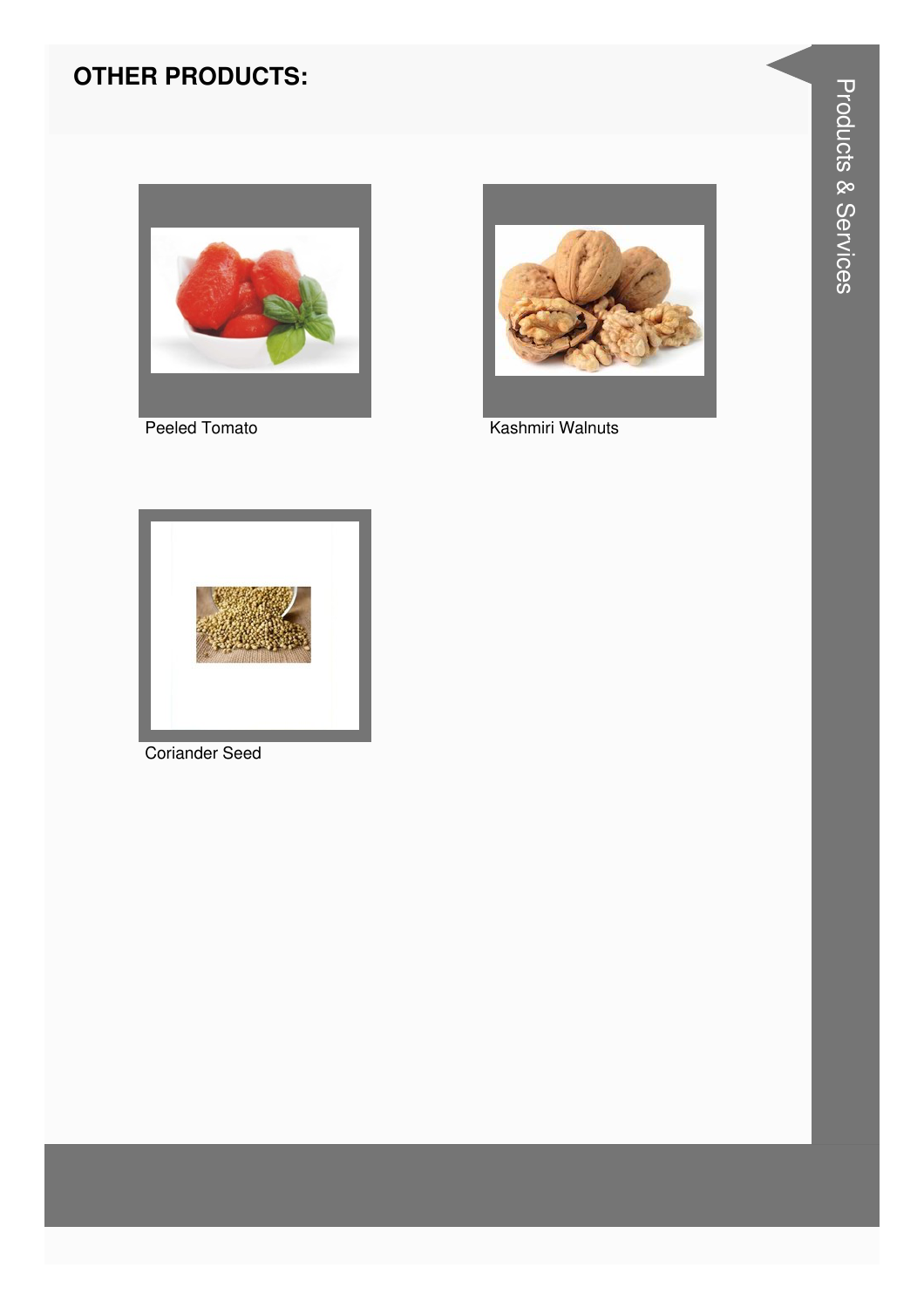## OTHER PRODUCTS:

Peeled Tomato

Kashmiri Walnuts

Coriander Seed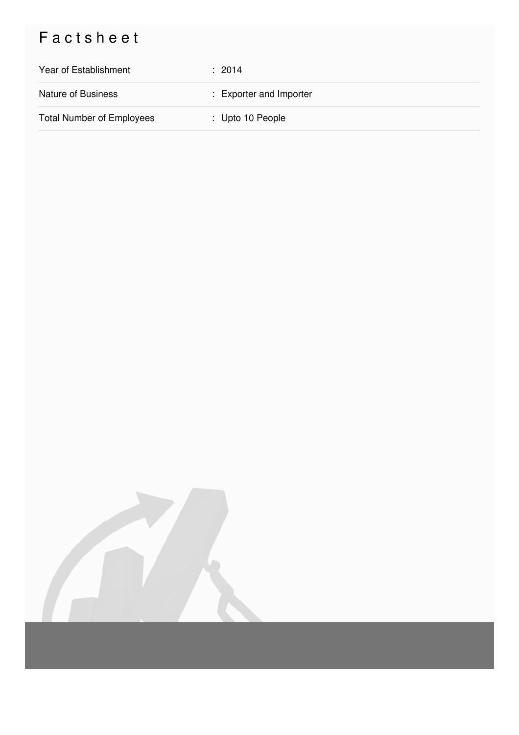# Factsheet

| | |
|---|---|
| Year of Establishment | : 2014 |
| Nature of Business | : Exporter and Importer |
| Total Number of Employees | : Upto 10 People |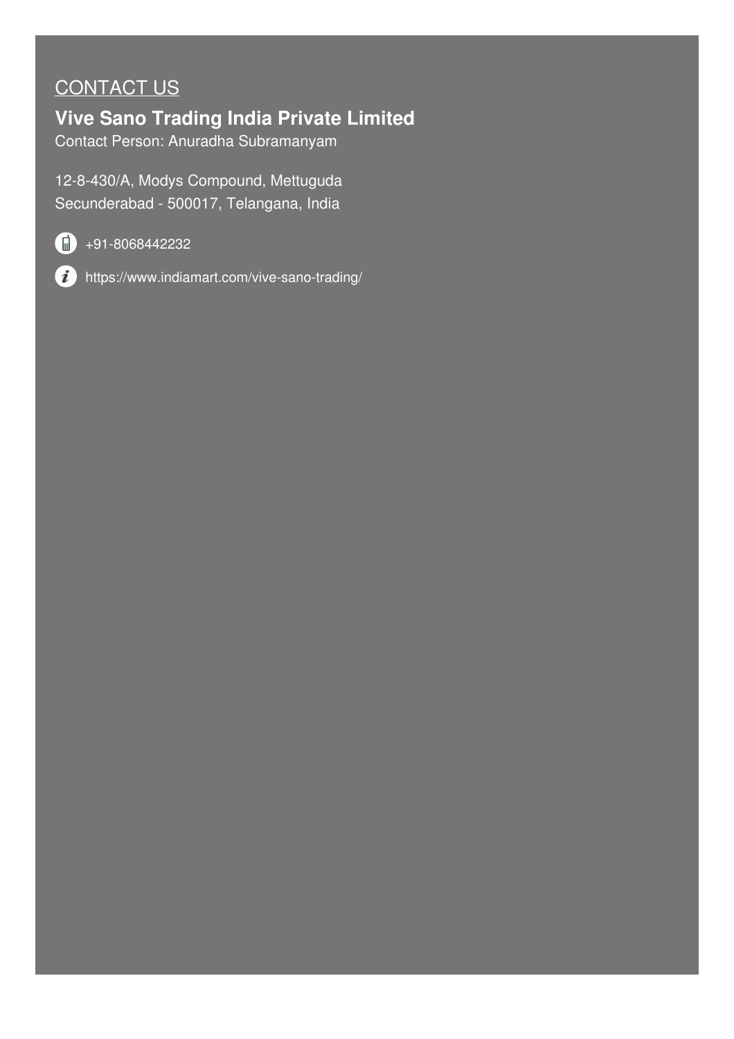## CONTACT US

### Vive Sano Trading India Private Limited

Contact Person: Anuradha Subramanyam

12-8-430/A, Modys Compound, Mettuguda
Secunderabad - 500017, Telangana, India

+91-8068442232

https://www.indiamart.com/vive-sano-trading/